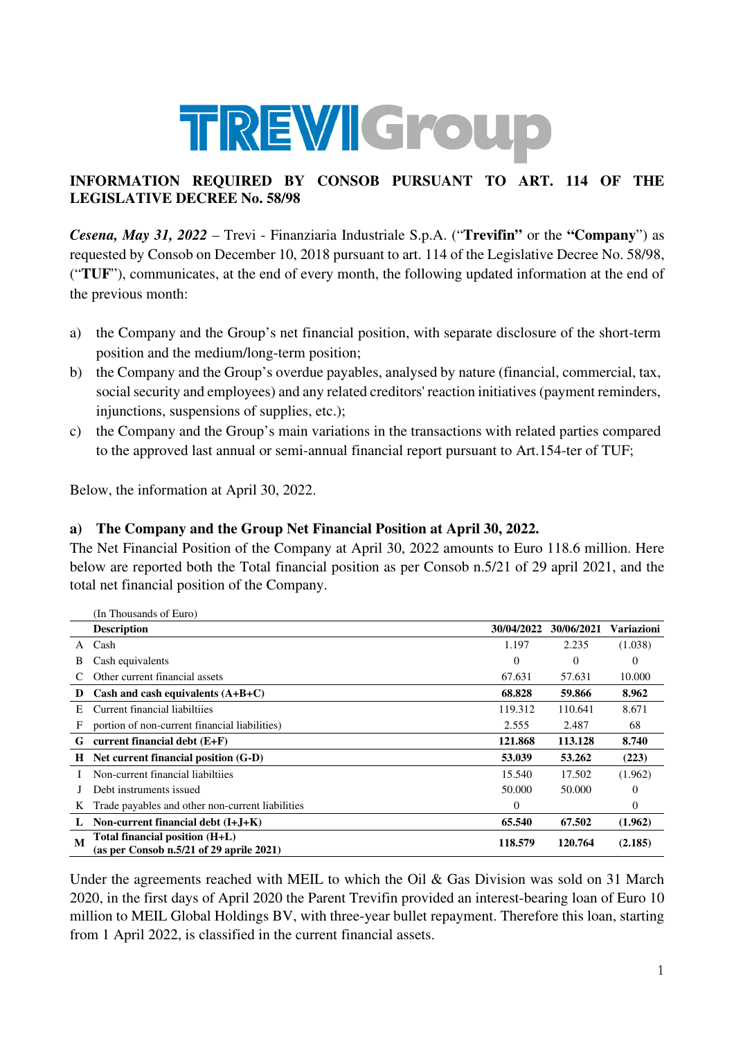**TREVIGroup**

**INFORMATION REQUIRED BY CONSOB PURSUANT TO ART. 114 OF THE LEGISLATIVE DECREE No. 58/98**

***Cesena, May 31, 2022*** – Trevi - Finanziaria Industriale S.p.A. ("**Trevifin"** or the **"Company**") as requested by Consob on December 10, 2018 pursuant to art. 114 of the Legislative Decree No. 58/98, ("**TUF**"), communicates, at the end of every month, the following updated information at the end of the previous month:

a) the Company and the Group's net financial position, with separate disclosure of the short-term position and the medium/long-term position;
b) the Company and the Group's overdue payables, analysed by nature (financial, commercial, tax, social security and employees) and any related creditors' reaction initiatives (payment reminders, injunctions, suspensions of supplies, etc.);
c) the Company and the Group's main variations in the transactions with related parties compared to the approved last annual or semi-annual financial report pursuant to Art.154-ter of TUF;

Below, the information at April 30, 2022.

**a) The Company and the Group Net Financial Position at April 30, 2022.**

The Net Financial Position of the Company at April 30, 2022 amounts to Euro 118.6 million. Here below are reported both the Total financial position as per Consob n.5/21 of 29 april 2021, and the total net financial position of the Company.

(In Thousands of Euro)

| | Description | 30/04/2022 | 30/06/2021 | Variazioni |
|---|---|---|---|---|
| A | Cash | 1.197 | 2.235 | (1.038) |
| B | Cash equivalents | 0 | 0 | 0 |
| C | Other current financial assets | 67.631 | 57.631 | 10.000 |
| **D** | **Cash and cash equivalents (A+B+C)** | **68.828** | **59.866** | **8.962** |
| E | Current financial liabiltiies | 119.312 | 110.641 | 8.671 |
| F | portion of non-current financial liabilities) | 2.555 | 2.487 | 68 |
| **G** | **current financial debt (E+F)** | **121.868** | **113.128** | **8.740** |
| **H** | **Net current financial position (G-D)** | **53.039** | **53.262** | **(223)** |
| I | Non-current financial liabiltiies | 15.540 | 17.502 | (1.962) |
| J | Debt instruments issued | 50.000 | 50.000 | 0 |
| K | Trade payables and other non-current liabilities | 0 | | 0 |
| **L** | **Non-current financial debt (I+J+K)** | **65.540** | **67.502** | **(1.962)** |
| **M** | **Total financial position (H+L) (as per Consob n.5/21 of 29 aprile 2021)** | **118.579** | **120.764** | **(2.185)** |

Under the agreements reached with MEIL to which the Oil & Gas Division was sold on 31 March 2020, in the first days of April 2020 the Parent Trevifin provided an interest-bearing loan of Euro 10 million to MEIL Global Holdings BV, with three-year bullet repayment. Therefore this loan, starting from 1 April 2022, is classified in the current financial assets.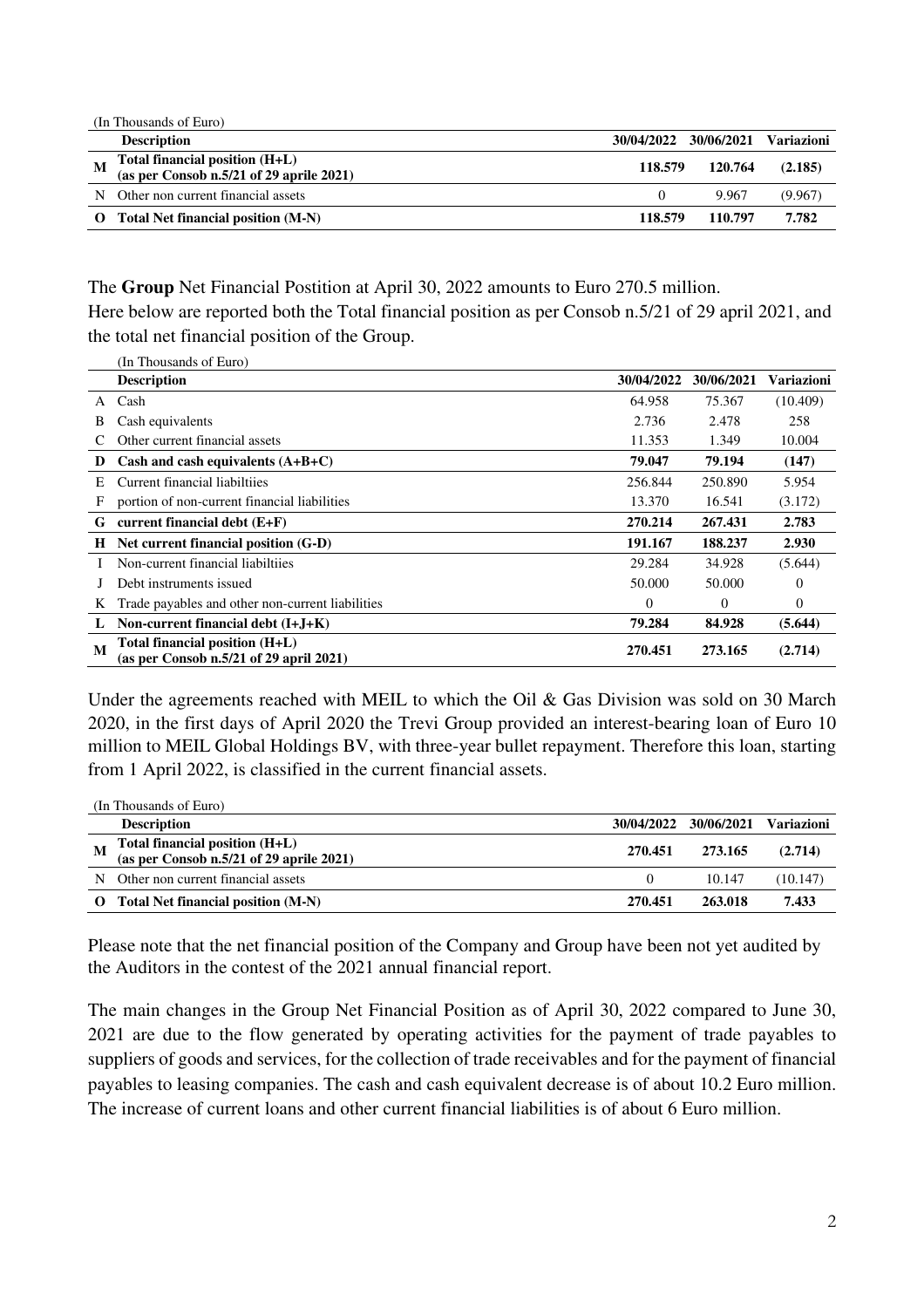(In Thousands of Euro)

| | Description | 30/04/2022 | 30/06/2021 | Variazioni |
|---|---|---|---|---|
| **M** | **Total financial position (H+L) (as per Consob n.5/21 of 29 aprile 2021)** | **118.579** | **120.764** | **(2.185)** |
| N | Other non current financial assets | 0 | 9.967 | (9.967) |
| **O** | **Total Net financial position (M-N)** | **118.579** | **110.797** | **7.782** |

The **Group** Net Financial Postition at April 30, 2022 amounts to Euro 270.5 million.
Here below are reported both the Total financial position as per Consob n.5/21 of 29 april 2021, and the total net financial position of the Group.

(In Thousands of Euro)

| | Description | 30/04/2022 | 30/06/2021 | Variazioni |
|---|---|---|---|---|
| A | Cash | 64.958 | 75.367 | (10.409) |
| B | Cash equivalents | 2.736 | 2.478 | 258 |
| C | Other current financial assets | 11.353 | 1.349 | 10.004 |
| **D** | **Cash and cash equivalents (A+B+C)** | **79.047** | **79.194** | **(147)** |
| E | Current financial liabiltiies | 256.844 | 250.890 | 5.954 |
| F | portion of non-current financial liabilities | 13.370 | 16.541 | (3.172) |
| **G** | **current financial debt (E+F)** | **270.214** | **267.431** | **2.783** |
| **H** | **Net current financial position (G-D)** | **191.167** | **188.237** | **2.930** |
| I | Non-current financial liabiltiies | 29.284 | 34.928 | (5.644) |
| J | Debt instruments issued | 50.000 | 50.000 | 0 |
| K | Trade payables and other non-current liabilities | 0 | 0 | 0 |
| **L** | **Non-current financial debt (I+J+K)** | **79.284** | **84.928** | **(5.644)** |
| **M** | **Total financial position (H+L) (as per Consob n.5/21 of 29 april 2021)** | **270.451** | **273.165** | **(2.714)** |

Under the agreements reached with MEIL to which the Oil & Gas Division was sold on 30 March 2020, in the first days of April 2020 the Trevi Group provided an interest-bearing loan of Euro 10 million to MEIL Global Holdings BV, with three-year bullet repayment. Therefore this loan, starting from 1 April 2022, is classified in the current financial assets.

(In Thousands of Euro)

| | Description | 30/04/2022 | 30/06/2021 | Variazioni |
|---|---|---|---|---|
| **M** | **Total financial position (H+L) (as per Consob n.5/21 of 29 aprile 2021)** | **270.451** | **273.165** | **(2.714)** |
| N | Other non current financial assets | 0 | 10.147 | (10.147) |
| **O** | **Total Net financial position (M-N)** | **270.451** | **263.018** | **7.433** |

Please note that the net financial position of the Company and Group have been not yet audited by the Auditors in the contest of the 2021 annual financial report.

The main changes in the Group Net Financial Position as of April 30, 2022 compared to June 30, 2021 are due to the flow generated by operating activities for the payment of trade payables to suppliers of goods and services, for the collection of trade receivables and for the payment of financial payables to leasing companies. The cash and cash equivalent decrease is of about 10.2 Euro million. The increase of current loans and other current financial liabilities is of about 6 Euro million.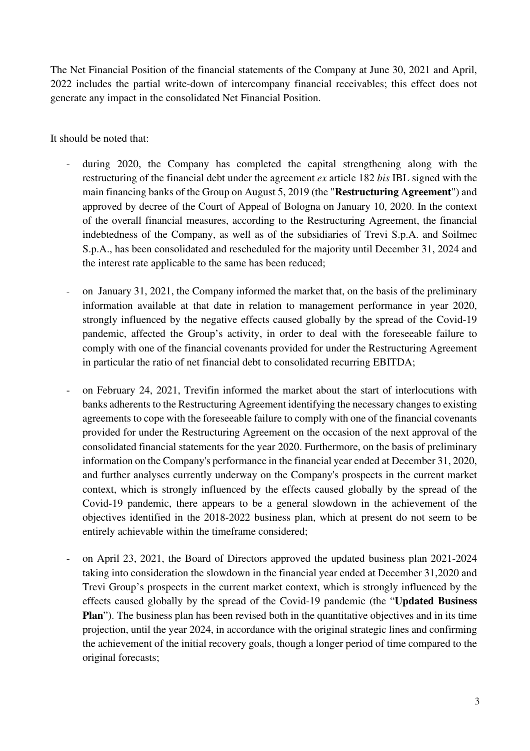The Net Financial Position of the financial statements of the Company at June 30, 2021 and April, 2022 includes the partial write-down of intercompany financial receivables; this effect does not generate any impact in the consolidated Net Financial Position.

It should be noted that:

- during 2020, the Company has completed the capital strengthening along with the restructuring of the financial debt under the agreement *ex* article 182 *bis* IBL signed with the main financing banks of the Group on August 5, 2019 (the "**Restructuring Agreement**") and approved by decree of the Court of Appeal of Bologna on January 10, 2020. In the context of the overall financial measures, according to the Restructuring Agreement, the financial indebtedness of the Company, as well as of the subsidiaries of Trevi S.p.A. and Soilmec S.p.A., has been consolidated and rescheduled for the majority until December 31, 2024 and the interest rate applicable to the same has been reduced;

- on January 31, 2021, the Company informed the market that, on the basis of the preliminary information available at that date in relation to management performance in year 2020, strongly influenced by the negative effects caused globally by the spread of the Covid-19 pandemic, affected the Group's activity, in order to deal with the foreseeable failure to comply with one of the financial covenants provided for under the Restructuring Agreement in particular the ratio of net financial debt to consolidated recurring EBITDA;

- on February 24, 2021, Trevifin informed the market about the start of interlocutions with banks adherents to the Restructuring Agreement identifying the necessary changes to existing agreements to cope with the foreseeable failure to comply with one of the financial covenants provided for under the Restructuring Agreement on the occasion of the next approval of the consolidated financial statements for the year 2020. Furthermore, on the basis of preliminary information on the Company's performance in the financial year ended at December 31, 2020, and further analyses currently underway on the Company's prospects in the current market context, which is strongly influenced by the effects caused globally by the spread of the Covid-19 pandemic, there appears to be a general slowdown in the achievement of the objectives identified in the 2018-2022 business plan, which at present do not seem to be entirely achievable within the timeframe considered;

- on April 23, 2021, the Board of Directors approved the updated business plan 2021-2024 taking into consideration the slowdown in the financial year ended at December 31,2020 and Trevi Group's prospects in the current market context, which is strongly influenced by the effects caused globally by the spread of the Covid-19 pandemic (the "**Updated Business Plan**"). The business plan has been revised both in the quantitative objectives and in its time projection, until the year 2024, in accordance with the original strategic lines and confirming the achievement of the initial recovery goals, though a longer period of time compared to the original forecasts;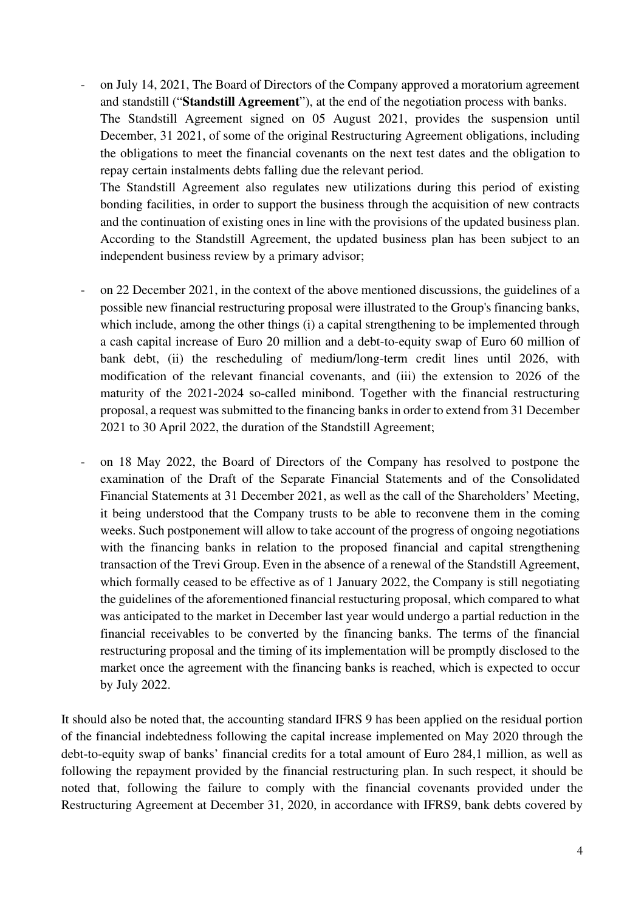- on July 14, 2021, The Board of Directors of the Company approved a moratorium agreement and standstill ("**Standstill Agreement**"), at the end of the negotiation process with banks.
  The Standstill Agreement signed on 05 August 2021, provides the suspension until December, 31 2021, of some of the original Restructuring Agreement obligations, including the obligations to meet the financial covenants on the next test dates and the obligation to repay certain instalments debts falling due the relevant period.
  The Standstill Agreement also regulates new utilizations during this period of existing bonding facilities, in order to support the business through the acquisition of new contracts and the continuation of existing ones in line with the provisions of the updated business plan. According to the Standstill Agreement, the updated business plan has been subject to an independent business review by a primary advisor;

- on 22 December 2021, in the context of the above mentioned discussions, the guidelines of a possible new financial restructuring proposal were illustrated to the Group's financing banks, which include, among the other things (i) a capital strengthening to be implemented through a cash capital increase of Euro 20 million and a debt-to-equity swap of Euro 60 million of bank debt, (ii) the rescheduling of medium/long-term credit lines until 2026, with modification of the relevant financial covenants, and (iii) the extension to 2026 of the maturity of the 2021-2024 so-called minibond. Together with the financial restructuring proposal, a request was submitted to the financing banks in order to extend from 31 December 2021 to 30 April 2022, the duration of the Standstill Agreement;

- on 18 May 2022, the Board of Directors of the Company has resolved to postpone the examination of the Draft of the Separate Financial Statements and of the Consolidated Financial Statements at 31 December 2021, as well as the call of the Shareholders' Meeting, it being understood that the Company trusts to be able to reconvene them in the coming weeks. Such postponement will allow to take account of the progress of ongoing negotiations with the financing banks in relation to the proposed financial and capital strengthening transaction of the Trevi Group. Even in the absence of a renewal of the Standstill Agreement, which formally ceased to be effective as of 1 January 2022, the Company is still negotiating the guidelines of the aforementioned financial restucturing proposal, which compared to what was anticipated to the market in December last year would undergo a partial reduction in the financial receivables to be converted by the financing banks. The terms of the financial restructuring proposal and the timing of its implementation will be promptly disclosed to the market once the agreement with the financing banks is reached, which is expected to occur by July 2022.

It should also be noted that, the accounting standard IFRS 9 has been applied on the residual portion of the financial indebtedness following the capital increase implemented on May 2020 through the debt-to-equity swap of banks' financial credits for a total amount of Euro 284,1 million, as well as following the repayment provided by the financial restructuring plan. In such respect, it should be noted that, following the failure to comply with the financial covenants provided under the Restructuring Agreement at December 31, 2020, in accordance with IFRS9, bank debts covered by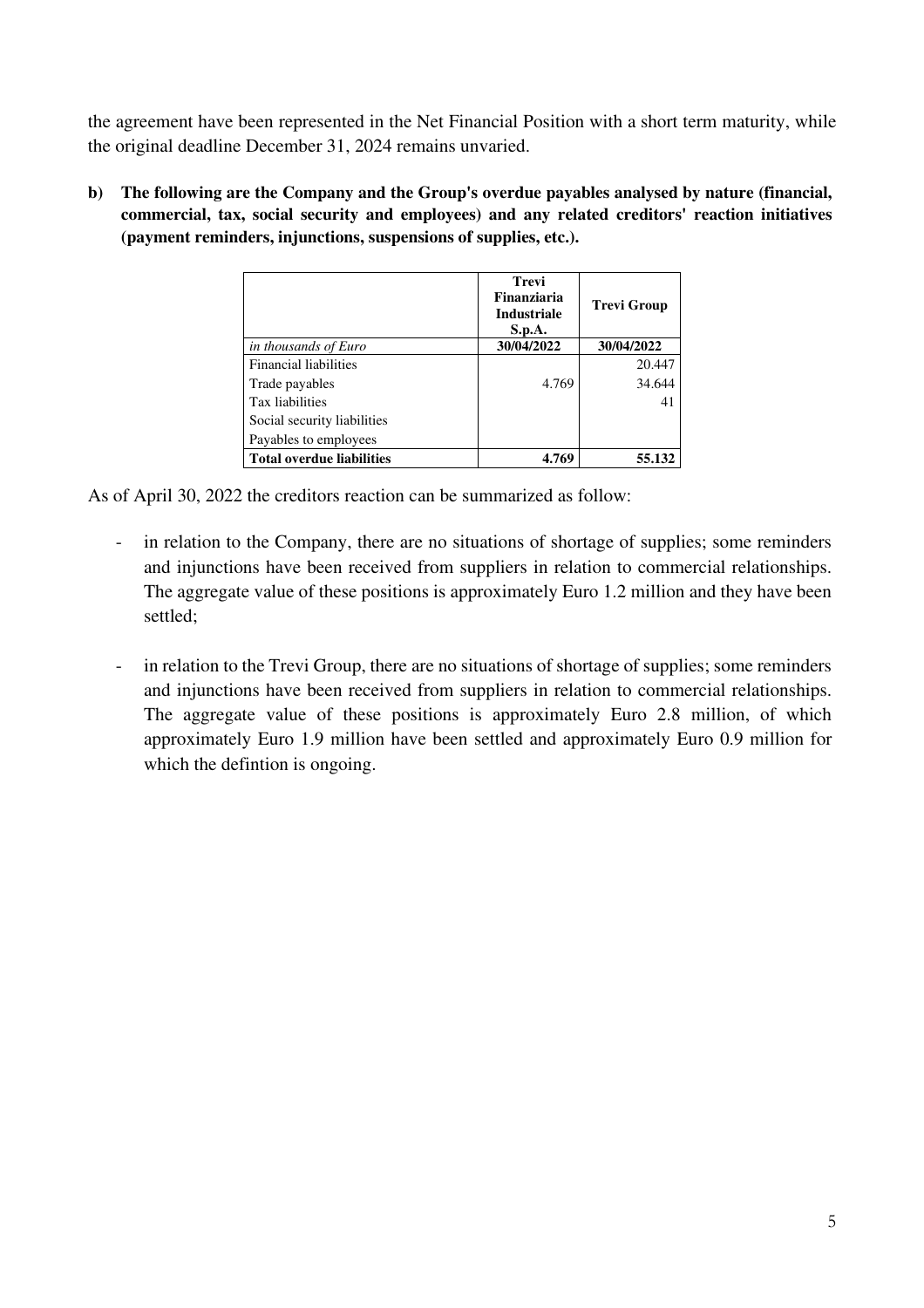the agreement have been represented in the Net Financial Position with a short term maturity, while the original deadline December 31, 2024 remains unvaried.

**b) The following are the Company and the Group's overdue payables analysed by nature (financial, commercial, tax, social security and employees) and any related creditors' reaction initiatives (payment reminders, injunctions, suspensions of supplies, etc.).**

| | **Trevi Finanziaria Industriale S.p.A.** | **Trevi Group** |
|---|---|---|
| *in thousands of Euro* | **30/04/2022** | **30/04/2022** |
| Financial liabilities | | 20.447 |
| Trade payables | 4.769 | 34.644 |
| Tax liabilities | | 41 |
| Social security liabilities | | |
| Payables to employees | | |
| **Total overdue liabilities** | **4.769** | **55.132** |

As of April 30, 2022 the creditors reaction can be summarized as follow:

- in relation to the Company, there are no situations of shortage of supplies; some reminders and injunctions have been received from suppliers in relation to commercial relationships. The aggregate value of these positions is approximately Euro 1.2 million and they have been settled;

- in relation to the Trevi Group, there are no situations of shortage of supplies; some reminders and injunctions have been received from suppliers in relation to commercial relationships. The aggregate value of these positions is approximately Euro 2.8 million, of which approximately Euro 1.9 million have been settled and approximately Euro 0.9 million for which the defintion is ongoing.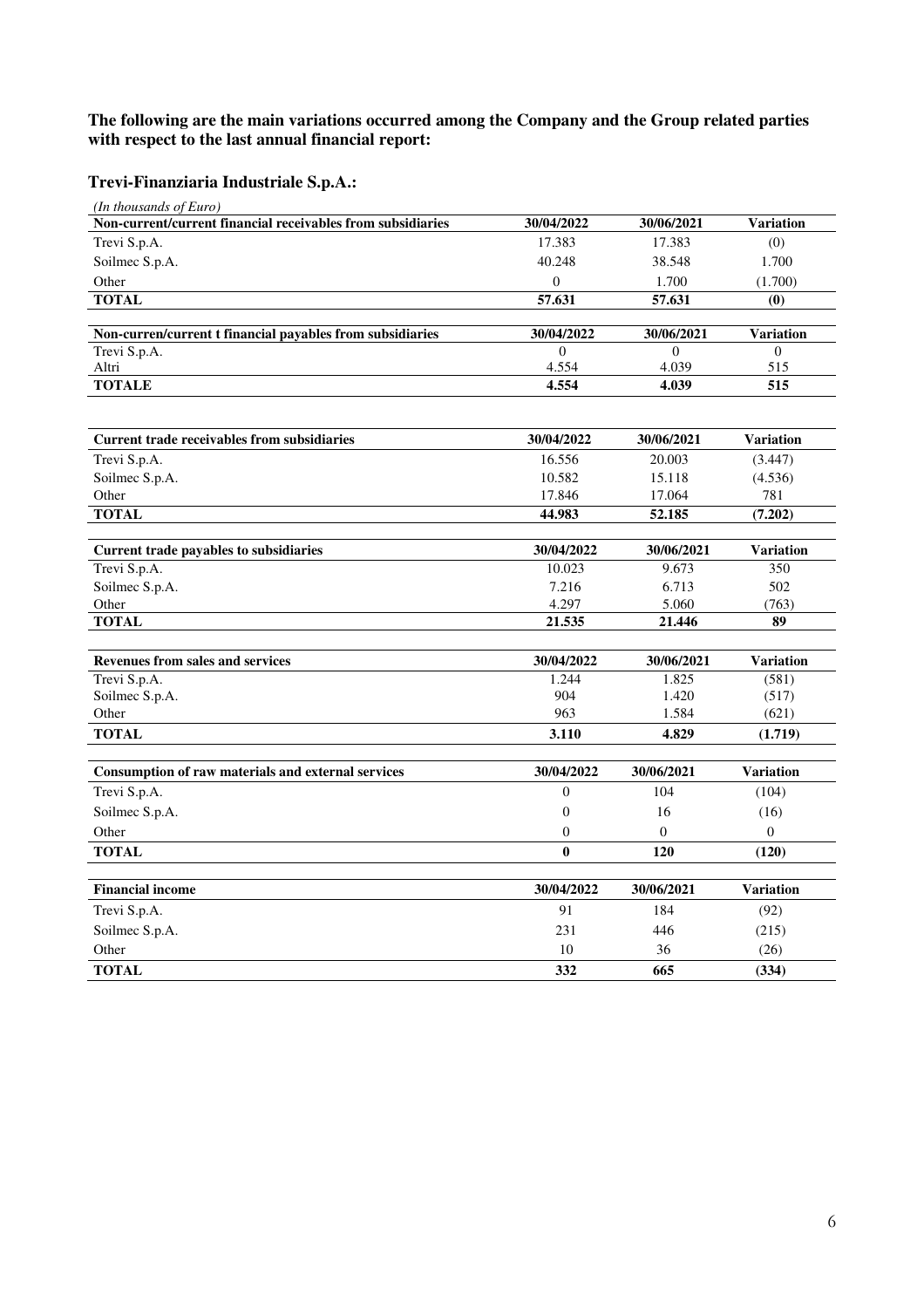**The following are the main variations occurred among the Company and the Group related parties with respect to the last annual financial report:**

## Trevi-Finanziaria Industriale S.p.A.:

*(In thousands of Euro)*

| Non-current/current financial receivables from subsidiaries | 30/04/2022 | 30/06/2021 | Variation |
|---|---|---|---|
| Trevi S.p.A. | 17.383 | 17.383 | (0) |
| Soilmec S.p.A. | 40.248 | 38.548 | 1.700 |
| Other | 0 | 1.700 | (1.700) |
| **TOTAL** | **57.631** | **57.631** | **(0)** |

| Non-curren/current t financial payables from subsidiaries | 30/04/2022 | 30/06/2021 | Variation |
|---|---|---|---|
| Trevi S.p.A. | 0 | 0 | 0 |
| Altri | 4.554 | 4.039 | 515 |
| **TOTALE** | **4.554** | **4.039** | **515** |

| Current trade receivables from subsidiaries | 30/04/2022 | 30/06/2021 | Variation |
|---|---|---|---|
| Trevi S.p.A. | 16.556 | 20.003 | (3.447) |
| Soilmec S.p.A. | 10.582 | 15.118 | (4.536) |
| Other | 17.846 | 17.064 | 781 |
| **TOTAL** | **44.983** | **52.185** | **(7.202)** |

| Current trade payables to subsidiaries | 30/04/2022 | 30/06/2021 | Variation |
|---|---|---|---|
| Trevi S.p.A. | 10.023 | 9.673 | 350 |
| Soilmec S.p.A. | 7.216 | 6.713 | 502 |
| Other | 4.297 | 5.060 | (763) |
| **TOTAL** | **21.535** | **21.446** | **89** |

| Revenues from sales and services | 30/04/2022 | 30/06/2021 | Variation |
|---|---|---|---|
| Trevi S.p.A. | 1.244 | 1.825 | (581) |
| Soilmec S.p.A. | 904 | 1.420 | (517) |
| Other | 963 | 1.584 | (621) |
| **TOTAL** | **3.110** | **4.829** | **(1.719)** |

| Consumption of raw materials and external services | 30/04/2022 | 30/06/2021 | Variation |
|---|---|---|---|
| Trevi S.p.A. | 0 | 104 | (104) |
| Soilmec S.p.A. | 0 | 16 | (16) |
| Other | 0 | 0 | 0 |
| **TOTAL** | **0** | **120** | **(120)** |

| Financial income | 30/04/2022 | 30/06/2021 | Variation |
|---|---|---|---|
| Trevi S.p.A. | 91 | 184 | (92) |
| Soilmec S.p.A. | 231 | 446 | (215) |
| Other | 10 | 36 | (26) |
| **TOTAL** | **332** | **665** | **(334)** |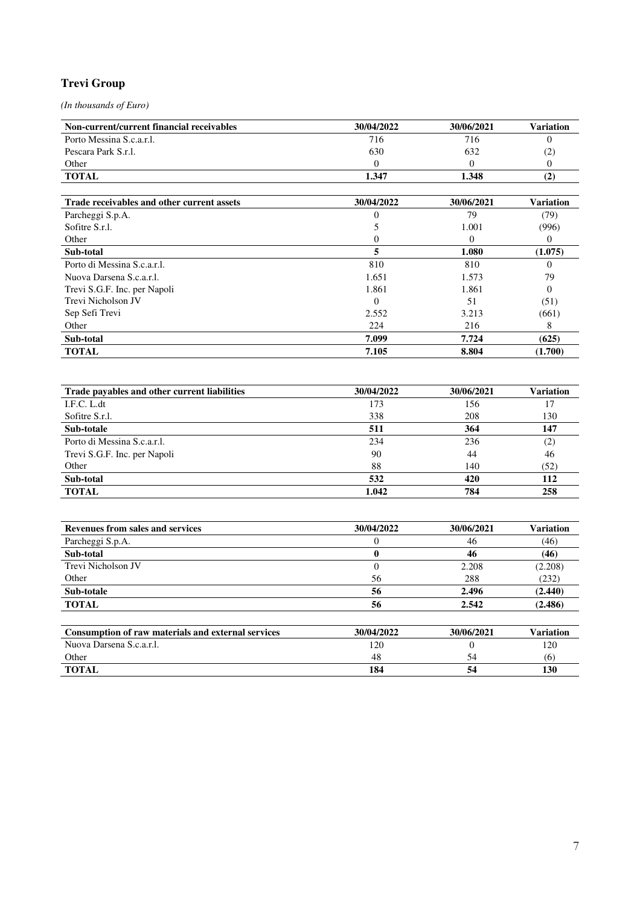## Trevi Group

*(In thousands of Euro)*

| Non-current/current financial receivables | 30/04/2022 | 30/06/2021 | Variation |
|---|---|---|---|
| Porto Messina S.c.a.r.l. | 716 | 716 | 0 |
| Pescara Park S.r.l. | 630 | 632 | (2) |
| Other | 0 | 0 | 0 |
| **TOTAL** | **1.347** | **1.348** | **(2)** |

| Trade receivables and other current assets | 30/04/2022 | 30/06/2021 | Variation |
|---|---|---|---|
| Parcheggi S.p.A. | 0 | 79 | (79) |
| Sofitre S.r.l. | 5 | 1.001 | (996) |
| Other | 0 | 0 | 0 |
| **Sub-total** | **5** | **1.080** | **(1.075)** |
| Porto di Messina S.c.a.r.l. | 810 | 810 | 0 |
| Nuova Darsena S.c.a.r.l. | 1.651 | 1.573 | 79 |
| Trevi S.G.F. Inc. per Napoli | 1.861 | 1.861 | 0 |
| Trevi Nicholson JV | 0 | 51 | (51) |
| Sep Sefi Trevi | 2.552 | 3.213 | (661) |
| Other | 224 | 216 | 8 |
| **Sub-total** | **7.099** | **7.724** | **(625)** |
| **TOTAL** | **7.105** | **8.804** | **(1.700)** |

| Trade payables and other current liabilities | 30/04/2022 | 30/06/2021 | Variation |
|---|---|---|---|
| I.F.C. L.dt | 173 | 156 | 17 |
| Sofitre S.r.l. | 338 | 208 | 130 |
| **Sub-totale** | **511** | **364** | **147** |
| Porto di Messina S.c.a.r.l. | 234 | 236 | (2) |
| Trevi S.G.F. Inc. per Napoli | 90 | 44 | 46 |
| Other | 88 | 140 | (52) |
| **Sub-total** | **532** | **420** | **112** |
| **TOTAL** | **1.042** | **784** | **258** |

| Revenues from sales and services | 30/04/2022 | 30/06/2021 | Variation |
|---|---|---|---|
| Parcheggi S.p.A. | 0 | 46 | (46) |
| **Sub-total** | **0** | **46** | **(46)** |
| Trevi Nicholson JV | 0 | 2.208 | (2.208) |
| Other | 56 | 288 | (232) |
| **Sub-totale** | **56** | **2.496** | **(2.440)** |
| **TOTAL** | **56** | **2.542** | **(2.486)** |

| Consumption of raw materials and external services | 30/04/2022 | 30/06/2021 | Variation |
|---|---|---|---|
| Nuova Darsena S.c.a.r.l. | 120 | 0 | 120 |
| Other | 48 | 54 | (6) |
| **TOTAL** | **184** | **54** | **130** |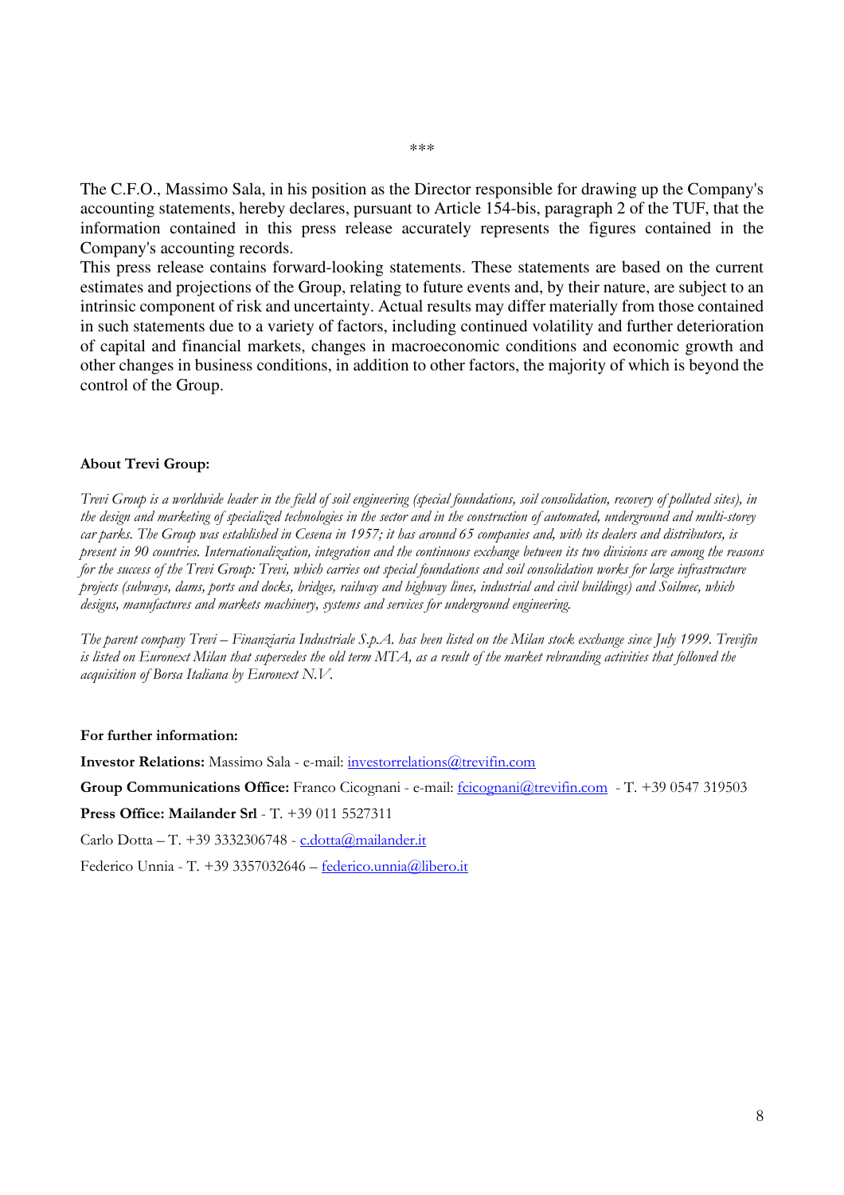\*\*\*

The C.F.O., Massimo Sala, in his position as the Director responsible for drawing up the Company's accounting statements, hereby declares, pursuant to Article 154-bis, paragraph 2 of the TUF, that the information contained in this press release accurately represents the figures contained in the Company's accounting records.

This press release contains forward-looking statements. These statements are based on the current estimates and projections of the Group, relating to future events and, by their nature, are subject to an intrinsic component of risk and uncertainty. Actual results may differ materially from those contained in such statements due to a variety of factors, including continued volatility and further deterioration of capital and financial markets, changes in macroeconomic conditions and economic growth and other changes in business conditions, in addition to other factors, the majority of which is beyond the control of the Group.

**About Trevi Group:**

*Trevi Group is a worldwide leader in the field of soil engineering (special foundations, soil consolidation, recovery of polluted sites), in the design and marketing of specialized technologies in the sector and in the construction of automated, underground and multi-storey car parks. The Group was established in Cesena in 1957; it has around 65 companies and, with its dealers and distributors, is present in 90 countries. Internationalization, integration and the continuous exchange between its two divisions are among the reasons for the success of the Trevi Group: Trevi, which carries out special foundations and soil consolidation works for large infrastructure projects (subways, dams, ports and docks, bridges, railway and highway lines, industrial and civil buildings) and Soilmec, which designs, manufactures and markets machinery, systems and services for underground engineering.*

*The parent company Trevi – Finanziaria Industriale S.p.A. has been listed on the Milan stock exchange since July 1999. Trevifin is listed on Euronext Milan that supersedes the old term MTA, as a result of the market rebranding activities that followed the acquisition of Borsa Italiana by Euronext N.V.*

**For further information:**

**Investor Relations:** Massimo Sala - e-mail: investorrelations@trevifin.com

**Group Communications Office:** Franco Cicognani - e-mail: fcicognani@trevifin.com - T. +39 0547 319503

**Press Office: Mailander Srl** - T. +39 011 5527311

Carlo Dotta – T. +39 3332306748 - c.dotta@mailander.it

Federico Unnia - T. +39 3357032646 – federico.unnia@libero.it